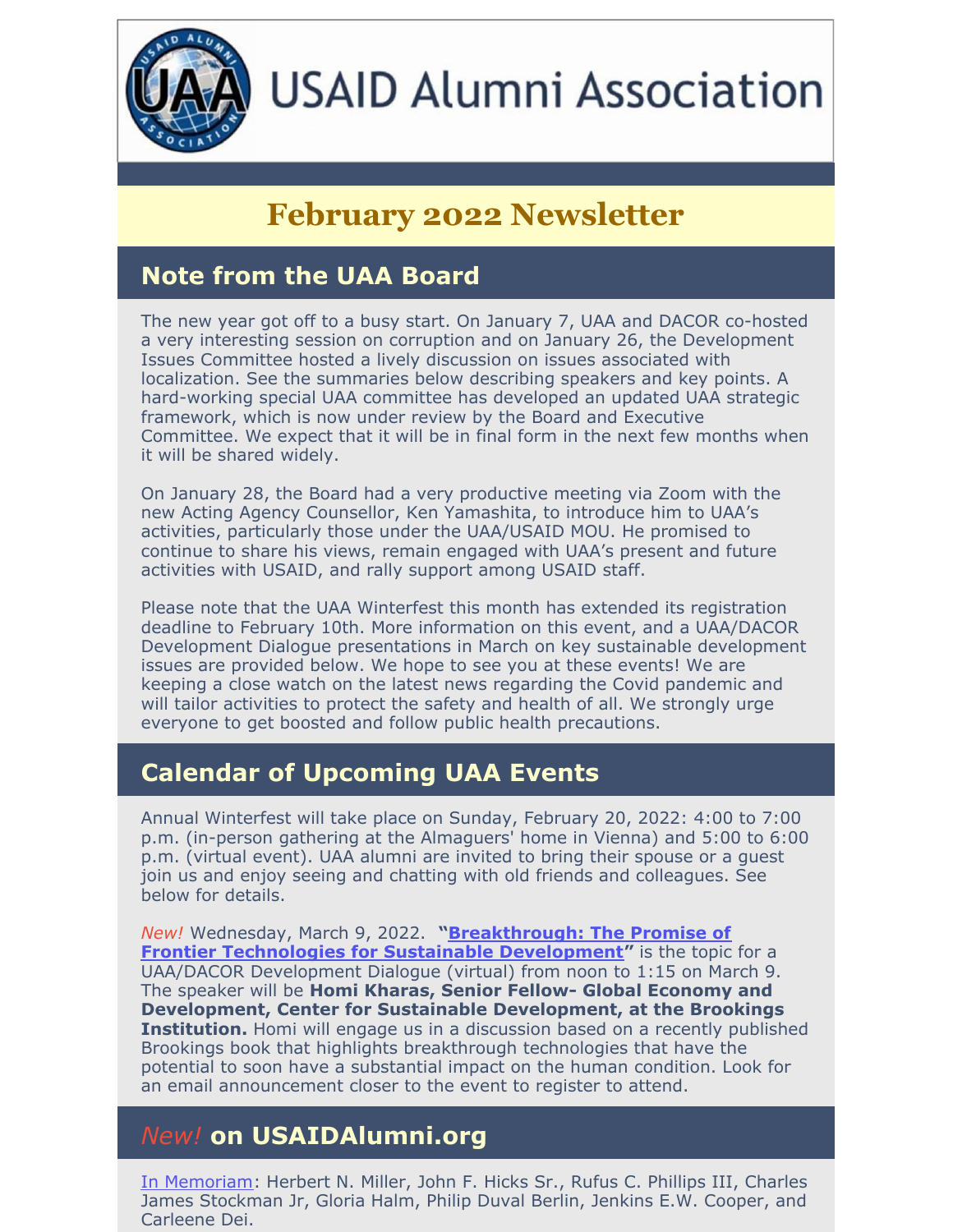# USAID Alumni Association

# February 2022 Newsletter

## Note from the UAA Board

The new year got off to a busy start. On January 7, UAA and DACOR co-hosted a very interesting session on corruption and on January 26, the Development Issues Committee hosted a lively discussion on issues associated with localization. See the summaries below describing speakers and key points. A hard-working special UAA committee has developed an updated UAA strategic framework, which is now under review by the Board and Executive Committee. We expect that it will be in final form in the next few months when it will be shared widely.

On January 28, the Board had a very productive meeting via Zoom with the new Acting Agency Counsellor, Ken Yamashita, to introduce him to UAA's activities, particularly those under the UAA/USAID MOU. He promised to continue to share his views, remain engaged with UAA's present and future activities with USAID, and rally support among USAID staff.

Please note that the UAA Winterfest this month has extended its registration deadline to February 10th. More information on this event, and a UAA/DACOR Development Dialogue presentations in March on key sustainable development issues are provided below. We hope to see you at these events! We are keeping a close watch on the latest news regarding the Covid pandemic and will tailor activities to protect the safety and health of all. We strongly urge everyone to get boosted and follow public health precautions.

## Calendar of Upcoming UAA Events

Annual Winterfest will take place on Sunday, February 20, 2022: 4:00 to 7:00 p.m. (in-person gathering at the Almaguers' home in Vienna) and 5:00 to 6:00 p.m. (virtual event). UAA alumni are invited to bring their spouse or a guest join us and enjoy seeing and chatting with old friends and colleagues. See below for details.

*New!* Wednesday, March 9, 2022. **"Breakthrough: The Promise of Frontier Technologies for Sustainable Development"** is the topic for a UAA/DACOR Development Dialogue (virtual) from noon to 1:15 on March 9. The speaker will be **Homi Kharas, Senior Fellow- Global Economy and Development, Center for Sustainable Development, at the Brookings Institution.** Homi will engage us in a discussion based on a recently published Brookings book that highlights breakthrough technologies that have the potential to soon have a substantial impact on the human condition. Look for an email announcement closer to the event to register to attend.

## *New!* on USAIDAlumni.org

In Memoriam: Herbert N. Miller, John F. Hicks Sr., Rufus C. Phillips III, Charles James Stockman Jr, Gloria Halm, Philip Duval Berlin, Jenkins E.W. Cooper, and Carleene Dei.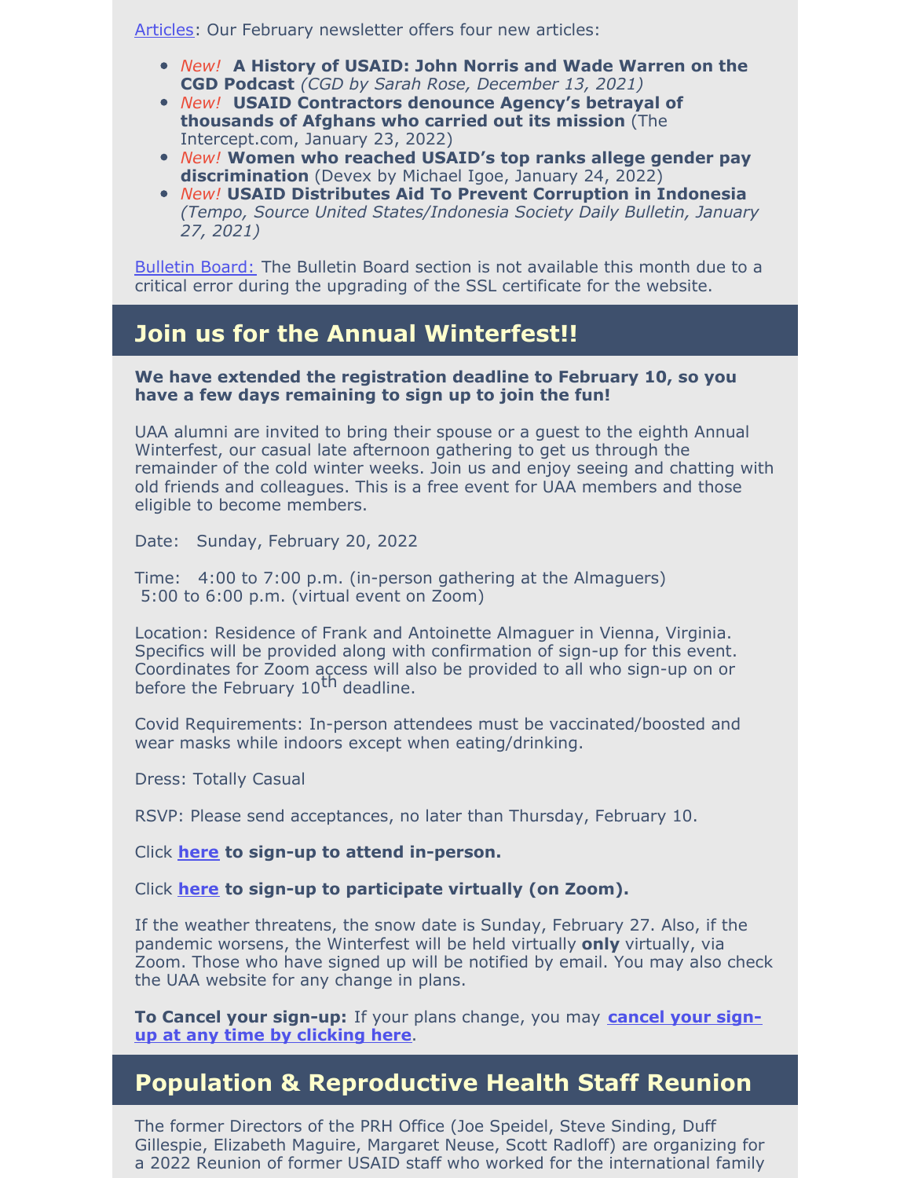Articles: Our February newsletter offers four new articles:

- *New!* **A History of USAID: John Norris and Wade Warren on the CGD Podcast** *(CGD by Sarah Rose, December 13, 2021)*
- *New!* **USAID Contractors denounce Agency's betrayal of thousands of Afghans who carried out its mission** (The Intercept.com, January 23, 2022)
- *New!* **Women who reached USAID's top ranks allege gender pay discrimination** (Devex by Michael Igoe, January 24, 2022)
- *New!* **USAID Distributes Aid To Prevent Corruption in Indonesia** *(Tempo, Source United States/Indonesia Society Daily Bulletin, January 27, 2021)*

Bulletin Board: The Bulletin Board section is not available this month due to a critical error during the upgrading of the SSL certificate for the website.

## Join us for the Annual Winterfest!!

**We have extended the registration deadline to February 10, so you have a few days remaining to sign up to join the fun!**

UAA alumni are invited to bring their spouse or a guest to the eighth Annual Winterfest, our casual late afternoon gathering to get us through the remainder of the cold winter weeks. Join us and enjoy seeing and chatting with old friends and colleagues. This is a free event for UAA members and those eligible to become members.

Date: Sunday, February 20, 2022

Time: 4:00 to 7:00 p.m. (in-person gathering at the Almaguers)
5:00 to 6:00 p.m. (virtual event on Zoom)

Location: Residence of Frank and Antoinette Almaguer in Vienna, Virginia. Specifics will be provided along with confirmation of sign-up for this event. Coordinates for Zoom access will also be provided to all who sign-up on or before the February 10th deadline.

Covid Requirements: In-person attendees must be vaccinated/boosted and wear masks while indoors except when eating/drinking.

Dress: Totally Casual

RSVP: Please send acceptances, no later than Thursday, February 10.

Click **here** **to sign-up to attend in-person.**

Click **here** **to sign-up to participate virtually (on Zoom).**

If the weather threatens, the snow date is Sunday, February 27. Also, if the pandemic worsens, the Winterfest will be held virtually **only** virtually, via Zoom. Those who have signed up will be notified by email. You may also check the UAA website for any change in plans.

**To Cancel your sign-up:** If your plans change, you may **cancel your sign-up at any time by clicking here**.

## Population & Reproductive Health Staff Reunion

The former Directors of the PRH Office (Joe Speidel, Steve Sinding, Duff Gillespie, Elizabeth Maguire, Margaret Neuse, Scott Radloff) are organizing for a 2022 Reunion of former USAID staff who worked for the international family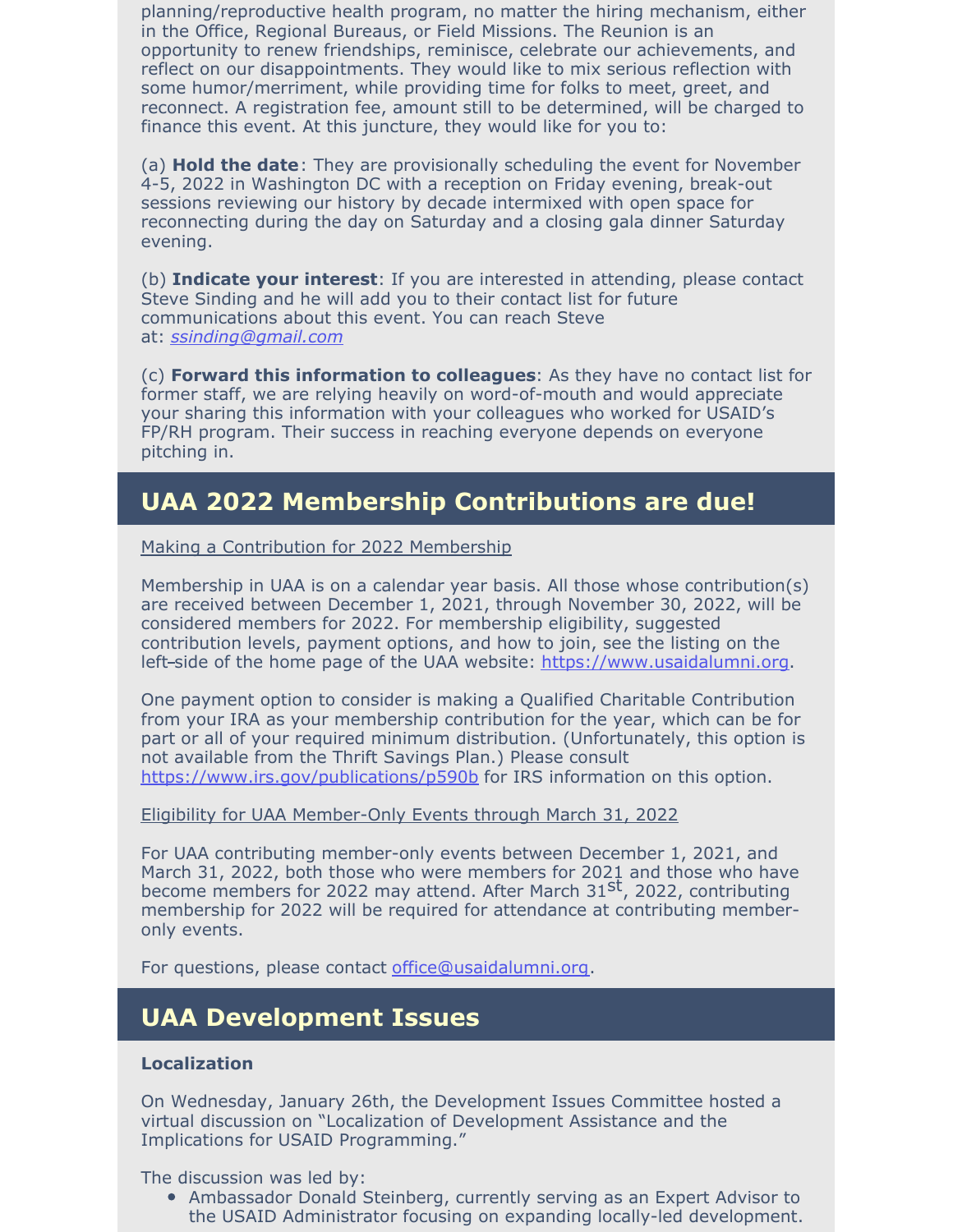planning/reproductive health program, no matter the hiring mechanism, either in the Office, Regional Bureaus, or Field Missions. The Reunion is an opportunity to renew friendships, reminisce, celebrate our achievements, and reflect on our disappointments. They would like to mix serious reflection with some humor/merriment, while providing time for folks to meet, greet, and reconnect. A registration fee, amount still to be determined, will be charged to finance this event. At this juncture, they would like for you to:

(a) **Hold the date**: They are provisionally scheduling the event for November 4-5, 2022 in Washington DC with a reception on Friday evening, break-out sessions reviewing our history by decade intermixed with open space for reconnecting during the day on Saturday and a closing gala dinner Saturday evening.

(b) **Indicate your interest**: If you are interested in attending, please contact Steve Sinding and he will add you to their contact list for future communications about this event. You can reach Steve at: *ssinding@gmail.com*

(c) **Forward this information to colleagues**: As they have no contact list for former staff, we are relying heavily on word-of-mouth and would appreciate your sharing this information with your colleagues who worked for USAID's FP/RH program. Their success in reaching everyone depends on everyone pitching in.

## UAA 2022 Membership Contributions are due!

Making a Contribution for 2022 Membership

Membership in UAA is on a calendar year basis. All those whose contribution(s) are received between December 1, 2021, through November 30, 2022, will be considered members for 2022. For membership eligibility, suggested contribution levels, payment options, and how to join, see the listing on the left-side of the home page of the UAA website: https://www.usaidalumni.org.

One payment option to consider is making a Qualified Charitable Contribution from your IRA as your membership contribution for the year, which can be for part or all of your required minimum distribution. (Unfortunately, this option is not available from the Thrift Savings Plan.) Please consult https://www.irs.gov/publications/p590b for IRS information on this option.

Eligibility for UAA Member-Only Events through March 31, 2022

For UAA contributing member-only events between December 1, 2021, and March 31, 2022, both those who were members for 2021 and those who have become members for 2022 may attend. After March 31st, 2022, contributing membership for 2022 will be required for attendance at contributing member-only events.

For questions, please contact office@usaidalumni.org.

## UAA Development Issues

**Localization**

On Wednesday, January 26th, the Development Issues Committee hosted a virtual discussion on "Localization of Development Assistance and the Implications for USAID Programming."

The discussion was led by:

- Ambassador Donald Steinberg, currently serving as an Expert Advisor to the USAID Administrator focusing on expanding locally-led development.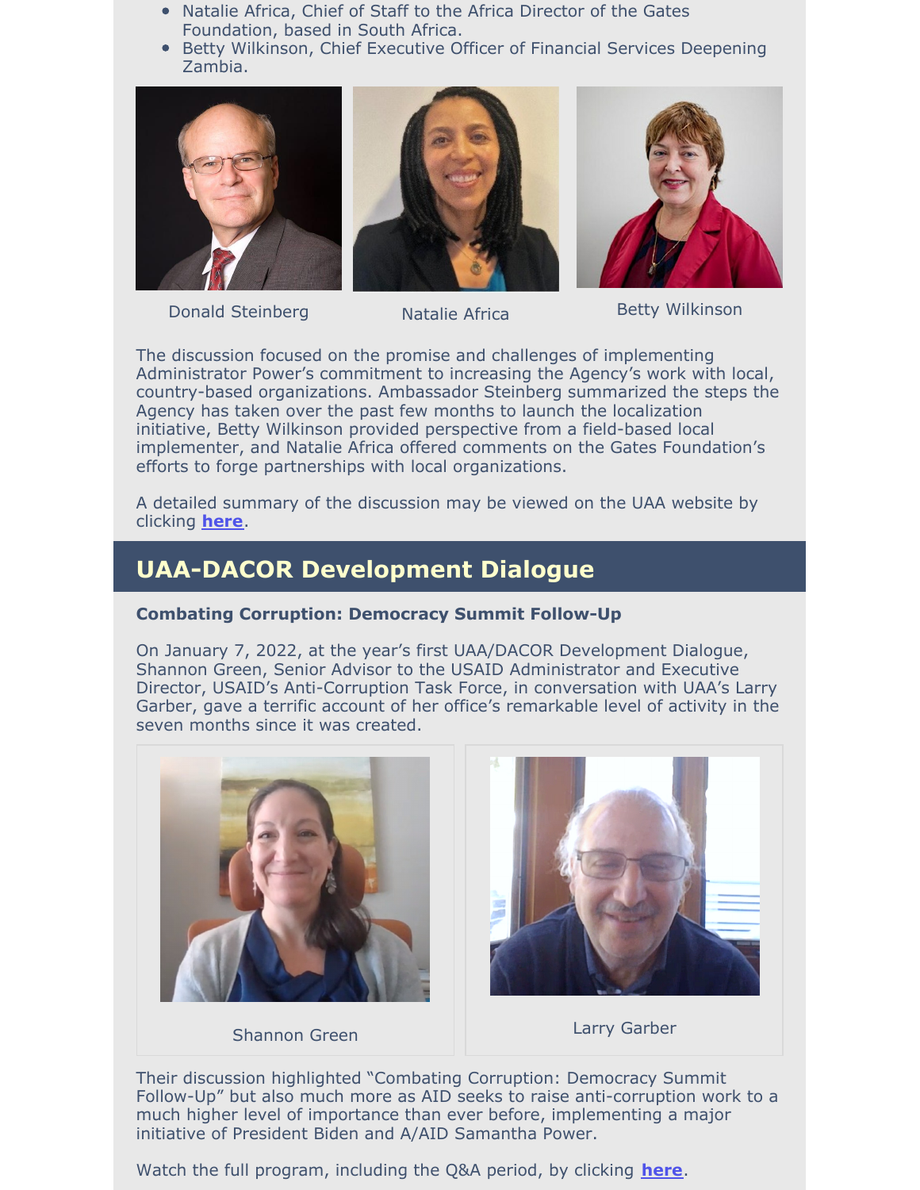- Natalie Africa, Chief of Staff to the Africa Director of the Gates Foundation, based in South Africa.
- Betty Wilkinson, Chief Executive Officer of Financial Services Deepening Zambia.

Donald Steinberg

Natalie Africa

Betty Wilkinson

The discussion focused on the promise and challenges of implementing Administrator Power's commitment to increasing the Agency's work with local, country-based organizations. Ambassador Steinberg summarized the steps the Agency has taken over the past few months to launch the localization initiative, Betty Wilkinson provided perspective from a field-based local implementer, and Natalie Africa offered comments on the Gates Foundation's efforts to forge partnerships with local organizations.

A detailed summary of the discussion may be viewed on the UAA website by clicking **here**.

## UAA-DACOR Development Dialogue

**Combating Corruption: Democracy Summit Follow-Up**

On January 7, 2022, at the year's first UAA/DACOR Development Dialogue, Shannon Green, Senior Advisor to the USAID Administrator and Executive Director, USAID's Anti-Corruption Task Force, in conversation with UAA's Larry Garber, gave a terrific account of her office's remarkable level of activity in the seven months since it was created.

Shannon Green

Larry Garber

Their discussion highlighted "Combating Corruption: Democracy Summit Follow-Up" but also much more as AID seeks to raise anti-corruption work to a much higher level of importance than ever before, implementing a major initiative of President Biden and A/AID Samantha Power.

Watch the full program, including the Q&A period, by clicking **here**.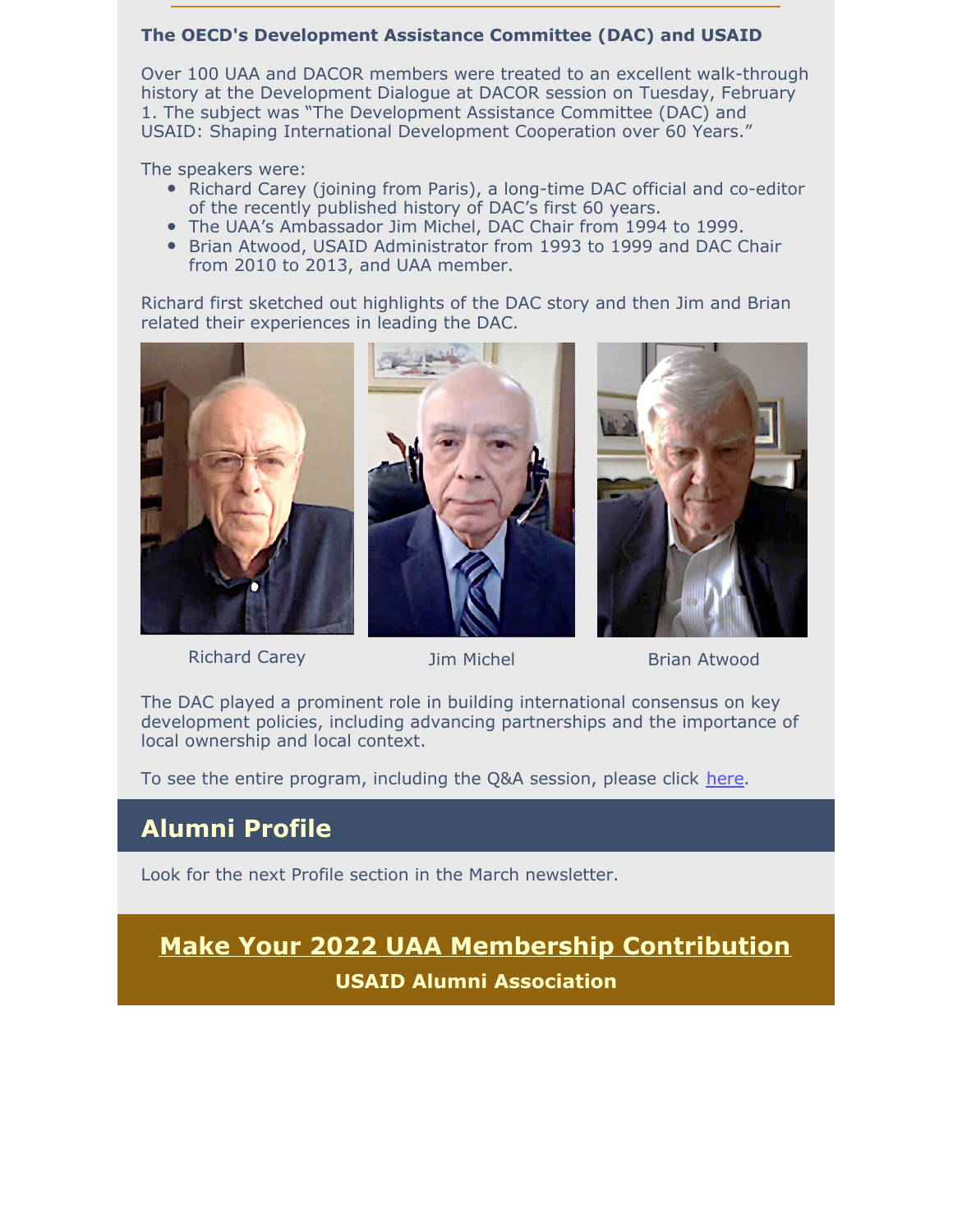### The OECD's Development Assistance Committee (DAC) and USAID

Over 100 UAA and DACOR members were treated to an excellent walk-through history at the Development Dialogue at DACOR session on Tuesday, February 1. The subject was "The Development Assistance Committee (DAC) and USAID: Shaping International Development Cooperation over 60 Years."

The speakers were:

- Richard Carey (joining from Paris), a long-time DAC official and co-editor of the recently published history of DAC's first 60 years.
- The UAA's Ambassador Jim Michel, DAC Chair from 1994 to 1999.
- Brian Atwood, USAID Administrator from 1993 to 1999 and DAC Chair from 2010 to 2013, and UAA member.

Richard first sketched out highlights of the DAC story and then Jim and Brian related their experiences in leading the DAC.

Richard Carey

Jim Michel

Brian Atwood

The DAC played a prominent role in building international consensus on key development policies, including advancing partnerships and the importance of local ownership and local context.

To see the entire program, including the Q&A session, please click here.

## Alumni Profile

Look for the next Profile section in the March newsletter.

## Make Your 2022 UAA Membership Contribution

**USAID Alumni Association**